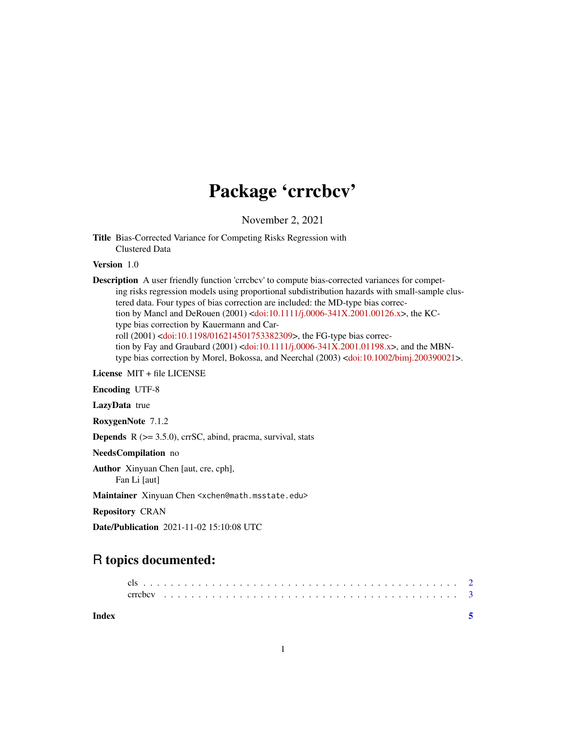# Package 'crrcbcv'

November 2, 2021

**Title** Bias-Corrected Variance for Competing Risks Regression with Clustered Data

**Version** 1.0

**Description** A user friendly function 'crrcbcv' to compute bias-corrected variances for competing risks regression models using proportional subdistribution hazards with small-sample clustered data. Four types of bias correction are included: the MD-type bias correction by Mancl and DeRouen (2001) <doi:10.1111/j.0006-341X.2001.00126.x>, the KC-type bias correction by Kauermann and Carroll (2001) <doi:10.1198/016214501753382309>, the FG-type bias correction by Fay and Graubard (2001) <doi:10.1111/j.0006-341X.2001.01198.x>, and the MBN-type bias correction by Morel, Bokossa, and Neerchal (2003) <doi:10.1002/bimj.200390021>.

**License** MIT + file LICENSE

**Encoding** UTF-8

**LazyData** true

**RoxygenNote** 7.1.2

**Depends** R (>= 3.5.0), crrSC, abind, pracma, survival, stats

**NeedsCompilation** no

**Author** Xinyuan Chen [aut, cre, cph],
Fan Li [aut]

**Maintainer** Xinyuan Chen <xchen@math.msstate.edu>

**Repository** CRAN

**Date/Publication** 2021-11-02 15:10:08 UTC

## R topics documented:

cls . . . . . . . . . . . . . . . . . . . . . . . . . . . . . . . . . . . . . . . . . . . 2
crrcbcv . . . . . . . . . . . . . . . . . . . . . . . . . . . . . . . . . . . . . . . . . 3

**Index** **5**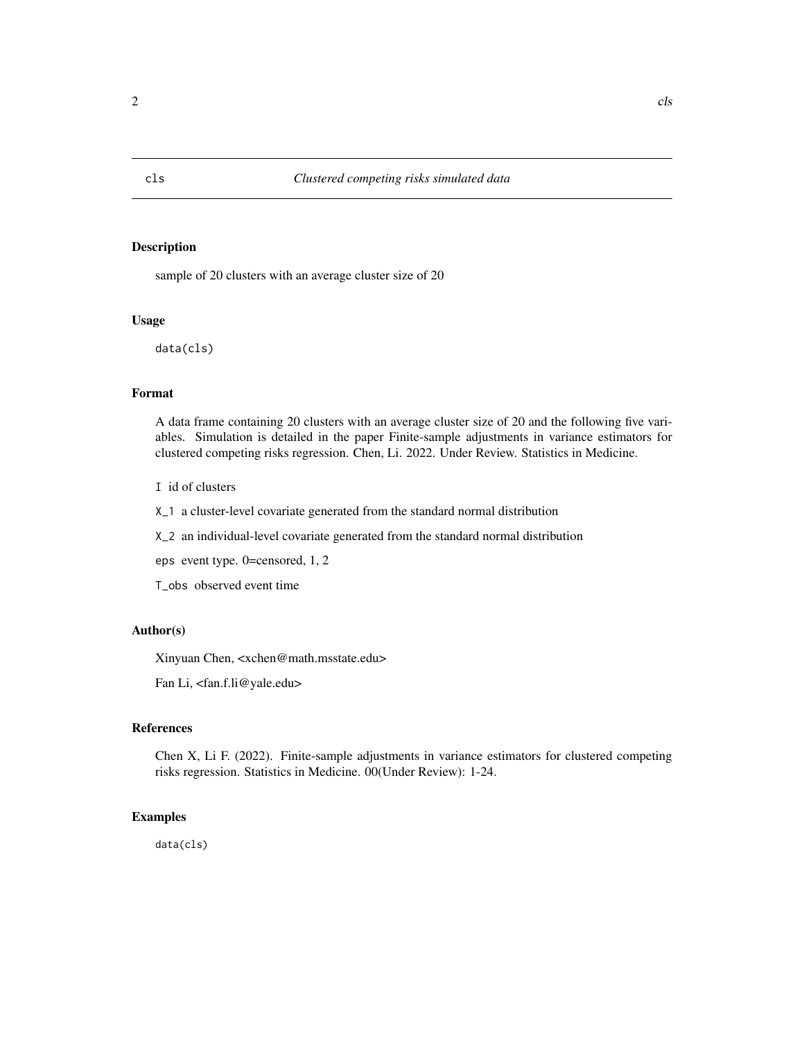# cls — *Clustered competing risks simulated data*

## Description

sample of 20 clusters with an average cluster size of 20

## Usage

```
data(cls)
```

## Format

A data frame containing 20 clusters with an average cluster size of 20 and the following five variables. Simulation is detailed in the paper Finite-sample adjustments in variance estimators for clustered competing risks regression. Chen, Li. 2022. Under Review. Statistics in Medicine.

- `I` id of clusters
- `X_1` a cluster-level covariate generated from the standard normal distribution
- `X_2` an individual-level covariate generated from the standard normal distribution
- `eps` event type. 0=censored, 1, 2
- `T_obs` observed event time

## Author(s)

Xinyuan Chen, <xchen@math.msstate.edu>

Fan Li, <fan.f.li@yale.edu>

## References

Chen X, Li F. (2022). Finite-sample adjustments in variance estimators for clustered competing risks regression. Statistics in Medicine. 00(Under Review): 1-24.

## Examples

```
data(cls)
```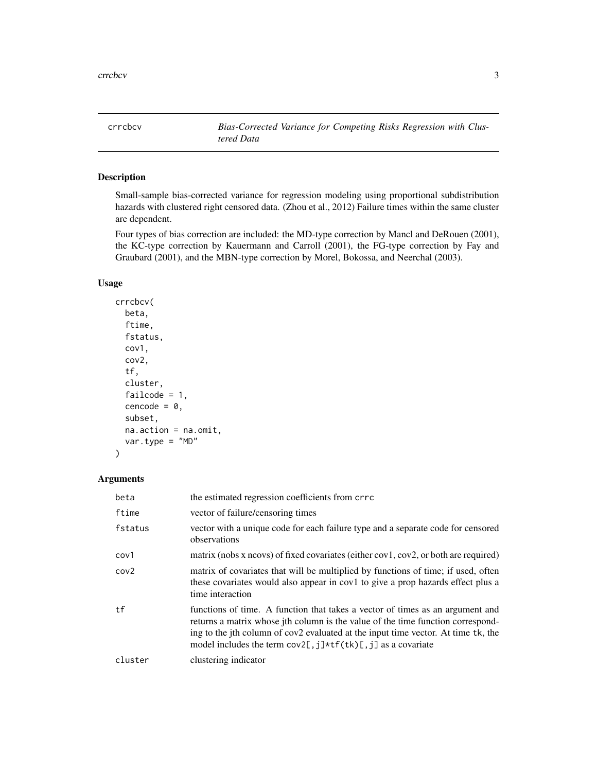crrcbcv *Bias-Corrected Variance for Competing Risks Regression with Clustered Data*

## Description

Small-sample bias-corrected variance for regression modeling using proportional subdistribution hazards with clustered right censored data. (Zhou et al., 2012) Failure times within the same cluster are dependent.

Four types of bias correction are included: the MD-type correction by Mancl and DeRouen (2001), the KC-type correction by Kauermann and Carroll (2001), the FG-type correction by Fay and Graubard (2001), and the MBN-type correction by Morel, Bokossa, and Neerchal (2003).

## Usage

```
crrcbcv(
  beta,
  ftime,
  fstatus,
  cov1,
  cov2,
  tf,
  cluster,
  failcode = 1,
  cencode = 0,
  subset,
  na.action = na.omit,
  var.type = "MD"
)
```

## Arguments

| | |
|---|---|
| beta | the estimated regression coefficients from crrc |
| ftime | vector of failure/censoring times |
| fstatus | vector with a unique code for each failure type and a separate code for censored observations |
| cov1 | matrix (nobs x ncovs) of fixed covariates (either cov1, cov2, or both are required) |
| cov2 | matrix of covariates that will be multiplied by functions of time; if used, often these covariates would also appear in cov1 to give a prop hazards effect plus a time interaction |
| tf | functions of time. A function that takes a vector of times as an argument and returns a matrix whose jth column is the value of the time function corresponding to the jth column of cov2 evaluated at the input time vector. At time tk, the model includes the term cov2[,j]*tf(tk)[,j] as a covariate |
| cluster | clustering indicator |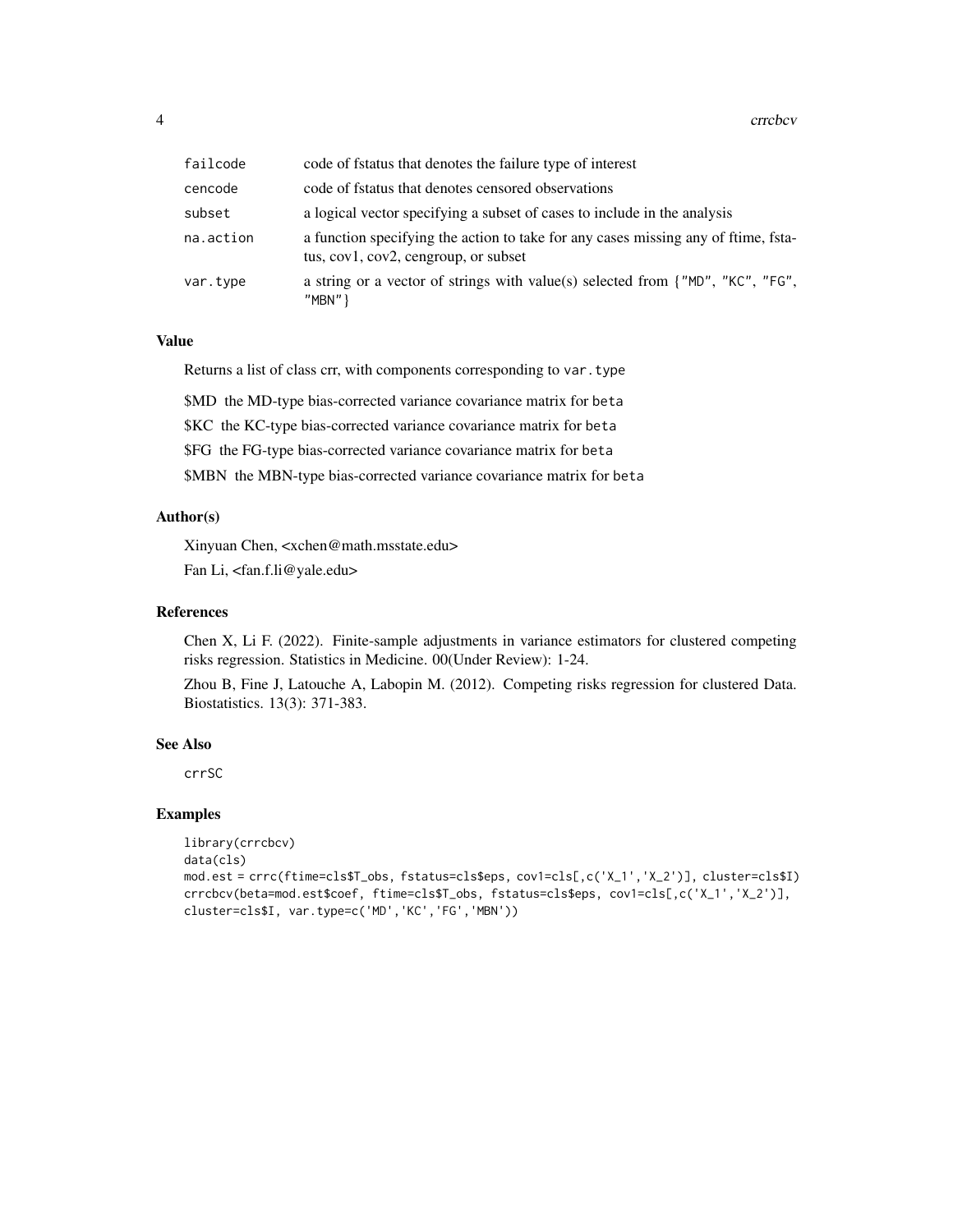| | |
|---|---|
| failcode | code of fstatus that denotes the failure type of interest |
| cencode | code of fstatus that denotes censored observations |
| subset | a logical vector specifying a subset of cases to include in the analysis |
| na.action | a function specifying the action to take for any cases missing any of ftime, fstatus, cov1, cov2, cengroup, or subset |
| var.type | a string or a vector of strings with value(s) selected from {"MD", "KC", "FG", "MBN"} |

## Value

Returns a list of class crr, with components corresponding to var.type

$MD the MD-type bias-corrected variance covariance matrix for beta

$KC the KC-type bias-corrected variance covariance matrix for beta

$FG the FG-type bias-corrected variance covariance matrix for beta

$MBN the MBN-type bias-corrected variance covariance matrix for beta

## Author(s)

Xinyuan Chen, <xchen@math.msstate.edu>

Fan Li, <fan.f.li@yale.edu>

## References

Chen X, Li F. (2022). Finite-sample adjustments in variance estimators for clustered competing risks regression. Statistics in Medicine. 00(Under Review): 1-24.

Zhou B, Fine J, Latouche A, Labopin M. (2012). Competing risks regression for clustered Data. Biostatistics. 13(3): 371-383.

## See Also

crrSC

## Examples

```
library(crrcbcv)
data(cls)
mod.est = crrc(ftime=cls$T_obs, fstatus=cls$eps, cov1=cls[,c('X_1','X_2')], cluster=cls$I)
crrcbcv(beta=mod.est$coef, ftime=cls$T_obs, fstatus=cls$eps, cov1=cls[,c('X_1','X_2')],
cluster=cls$I, var.type=c('MD','KC','FG','MBN'))
```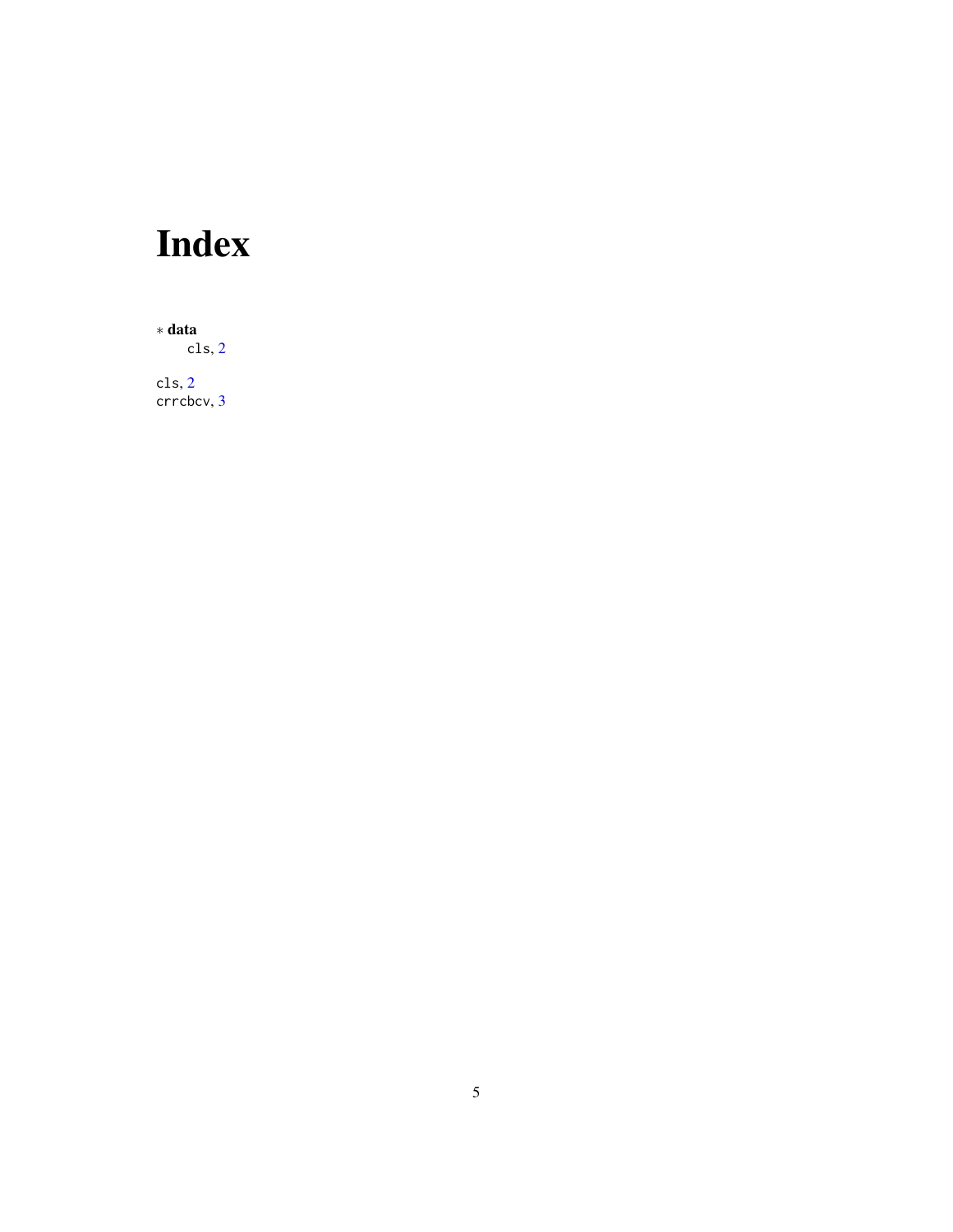# Index

∗ **data**
    cls, 2

cls, 2
crrcbcv, 3